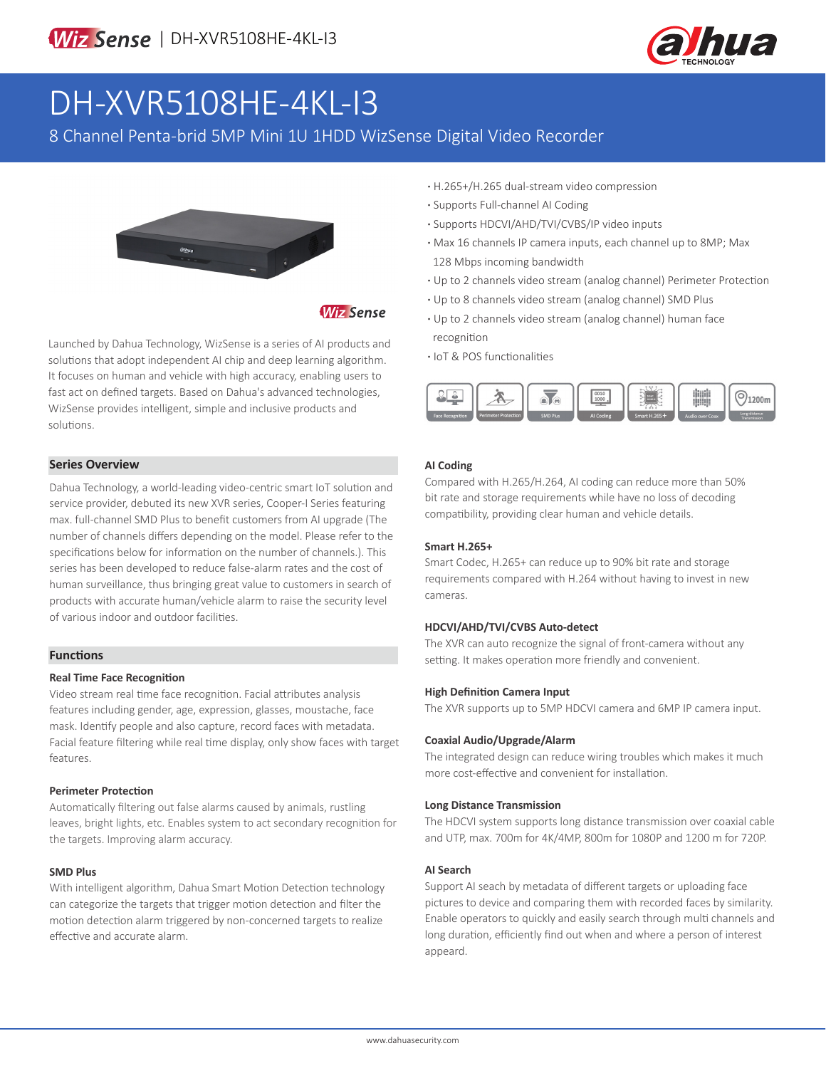# DH-XVR5108HE-4KL-I3

## 8 Channel Penta-brid 5MP Mini 1U 1HDD WizSense Digital Video Recorder

- H.265+/H.265 dual-stream video compression
- Supports Full-channel AI Coding
- Supports HDCVI/AHD/TVI/CVBS/IP video inputs
- Max 16 channels IP camera inputs, each channel up to 8MP; Max 128 Mbps incoming bandwidth
- Up to 2 channels video stream (analog channel) Perimeter Protection
- Up to 8 channels video stream (analog channel) SMD Plus
- Up to 2 channels video stream (analog channel) human face recognition
- IoT & POS functionalities

Launched by Dahua Technology, WizSense is a series of AI products and solutions that adopt independent AI chip and deep learning algorithm. It focuses on human and vehicle with high accuracy, enabling users to fast act on defined targets. Based on Dahua's advanced technologies, WizSense provides intelligent, simple and inclusive products and solutions.

### Series Overview

Dahua Technology, a world-leading video-centric smart IoT solution and service provider, debuted its new XVR series, Cooper-I Series featuring max. full-channel SMD Plus to benefit customers from AI upgrade (The number of channels differs depending on the model. Please refer to the specifications below for information on the number of channels.). This series has been developed to reduce false-alarm rates and the cost of human surveillance, thus bringing great value to customers in search of products with accurate human/vehicle alarm to raise the security level of various indoor and outdoor facilities.

### Functions

#### Real Time Face Recognition

Video stream real time face recognition. Facial attributes analysis features including gender, age, expression, glasses, moustache, face mask. Identify people and also capture, record faces with metadata. Facial feature filtering while real time display, only show faces with target features.

#### Perimeter Protection

Automatically filtering out false alarms caused by animals, rustling leaves, bright lights, etc. Enables system to act secondary recognition for the targets. Improving alarm accuracy.

#### SMD Plus

With intelligent algorithm, Dahua Smart Motion Detection technology can categorize the targets that trigger motion detection and filter the motion detection alarm triggered by non-concerned targets to realize effective and accurate alarm.

#### AI Coding

Compared with H.265/H.264, AI coding can reduce more than 50% bit rate and storage requirements while have no loss of decoding compatibility, providing clear human and vehicle details.

#### Smart H.265+

Smart Codec, H.265+ can reduce up to 90% bit rate and storage requirements compared with H.264 without having to invest in new cameras.

#### HDCVI/AHD/TVI/CVBS Auto-detect

The XVR can auto recognize the signal of front-camera without any setting. It makes operation more friendly and convenient.

#### High Definition Camera Input

The XVR supports up to 5MP HDCVI camera and 6MP IP camera input.

#### Coaxial Audio/Upgrade/Alarm

The integrated design can reduce wiring troubles which makes it much more cost-effective and convenient for installation.

#### Long Distance Transmission

The HDCVI system supports long distance transmission over coaxial cable and UTP, max. 700m for 4K/4MP, 800m for 1080P and 1200 m for 720P.

#### AI Search

Support AI seach by metadata of different targets or uploading face pictures to device and comparing them with recorded faces by similarity. Enable operators to quickly and easily search through multi channels and long duration, efficiently find out when and where a person of interest appeard.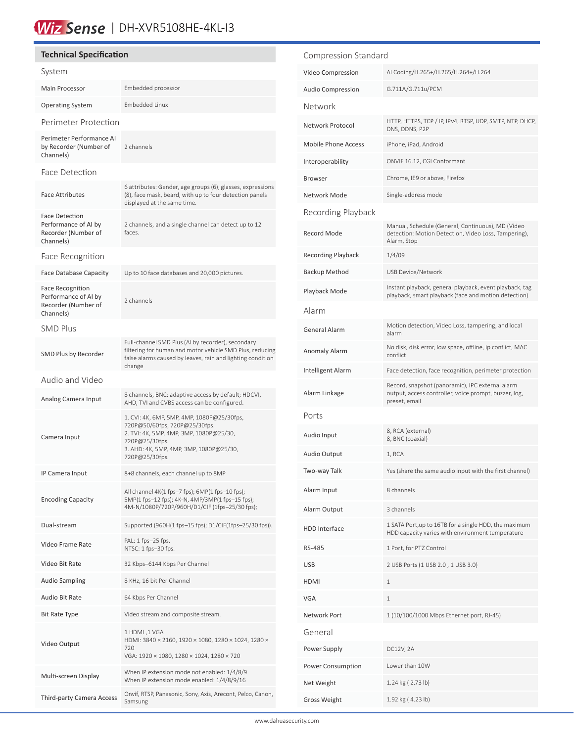# Wiz Sense | DH-XVR5108HE-4KL-I3

## Technical Specification

### System

| | |
|---|---|
| Main Processor | Embedded processor |
| Operating System | Embedded Linux |

### Perimeter Protection

| | |
|---|---|
| Perimeter Performance AI by Recorder (Number of Channels) | 2 channels |

### Face Detection

| | |
|---|---|
| Face Attributes | 6 attributes: Gender, age groups (6), glasses, expressions (8), face mask, beard, with up to four detection panels displayed at the same time. |
| Face Detection Performance of AI by Recorder (Number of Channels) | 2 channels, and a single channel can detect up to 12 faces. |

### Face Recognition

| | |
|---|---|
| Face Database Capacity | Up to 10 face databases and 20,000 pictures. |
| Face Recognition Performance of AI by Recorder (Number of Channels) | 2 channels |

### SMD Plus

| | |
|---|---|
| SMD Plus by Recorder | Full-channel SMD Plus (AI by recorder), secondary filtering for human and motor vehicle SMD Plus, reducing false alarms caused by leaves, rain and lighting condition change |

### Audio and Video

| | |
|---|---|
| Analog Camera Input | 8 channels, BNC: adaptive access by default; HDCVI, AHD, TVI and CVBS access can be configured. |
| Camera Input | 1. CVI: 4K, 6MP, 5MP, 4MP, 1080P@25/30fps, 720P@50/60fps, 720P@25/30fps.<br>2. TVI: 4K, 5MP, 4MP, 3MP, 1080P@25/30, 720P@25/30fps.<br>3. AHD: 4K, 5MP, 4MP, 3MP, 1080P@25/30, 720P@25/30fps. |
| IP Camera Input | 8+8 channels, each channel up to 8MP |
| Encoding Capacity | All channel 4K(1 fps–7 fps); 6MP(1 fps–10 fps); 5MP(1 fps–12 fps); 4K-N, 4MP/3MP(1 fps–15 fps); 4M-N/1080P/720P/960H/D1/CIF (1fps–25/30 fps); |
| Dual-stream | Supported (960H(1 fps–15 fps); D1/CIF(1fps–25/30 fps)). |
| Video Frame Rate | PAL: 1 fps–25 fps.<br>NTSC: 1 fps–30 fps. |
| Video Bit Rate | 32 Kbps–6144 Kbps Per Channel |
| Audio Sampling | 8 KHz, 16 bit Per Channel |
| Audio Bit Rate | 64 Kbps Per Channel |
| Bit Rate Type | Video stream and composite stream. |
| Video Output | 1 HDMI ,1 VGA<br>HDMI: 3840 × 2160, 1920 × 1080, 1280 × 1024, 1280 × 720<br>VGA: 1920 × 1080, 1280 × 1024, 1280 × 720 |
| Multi-screen Display | When IP extension mode not enabled: 1/4/8/9<br>When IP extension mode enabled: 1/4/8/9/16 |
| Third-party Camera Access | Onvif, RTSP, Panasonic, Sony, Axis, Arecont, Pelco, Canon, Samsung |

### Compression Standard

| | |
|---|---|
| Video Compression | AI Coding/H.265+/H.265/H.264+/H.264 |
| Audio Compression | G.711A/G.711u/PCM |

### Network

| | |
|---|---|
| Network Protocol | HTTP, HTTPS, TCP / IP, IPv4, RTSP, UDP, SMTP, NTP, DHCP, DNS, DDNS, P2P |
| Mobile Phone Access | iPhone, iPad, Android |
| Interoperability | ONVIF 16.12, CGI Conformant |
| Browser | Chrome, IE9 or above, Firefox |
| Network Mode | Single-address mode |

### Recording Playback

| | |
|---|---|
| Record Mode | Manual, Schedule (General, Continuous), MD (Video detection: Motion Detection, Video Loss, Tampering), Alarm, Stop |
| Recording Playback | 1/4/09 |
| Backup Method | USB Device/Network |
| Playback Mode | Instant playback, general playback, event playback, tag playback, smart playback (face and motion detection) |

### Alarm

| | |
|---|---|
| General Alarm | Motion detection, Video Loss, tampering, and local alarm |
| Anomaly Alarm | No disk, disk error, low space, offline, ip conflict, MAC conflict |
| Intelligent Alarm | Face detection, face recognition, perimeter protection |
| Alarm Linkage | Record, snapshot (panoramic), IPC external alarm output, access controller, voice prompt, buzzer, log, preset, email |

### Ports

| | |
|---|---|
| Audio Input | 8, RCA (external)<br>8, BNC (coaxial) |
| Audio Output | 1, RCA |
| Two-way Talk | Yes (share the same audio input with the first channel) |
| Alarm Input | 8 channels |
| Alarm Output | 3 channels |
| HDD Interface | 1 SATA Port,up to 16TB for a single HDD, the maximum HDD capacity varies with environment temperature |
| RS-485 | 1 Port, for PTZ Control |
| USB | 2 USB Ports (1 USB 2.0 , 1 USB 3.0) |
| HDMI | 1 |
| VGA | 1 |
| Network Port | 1 (10/100/1000 Mbps Ethernet port, RJ-45) |

### General

| | |
|---|---|
| Power Supply | DC12V, 2A |
| Power Consumption | Lower than 10W |
| Net Weight | 1.24 kg ( 2.73 lb) |
| Gross Weight | 1.92 kg ( 4.23 lb) |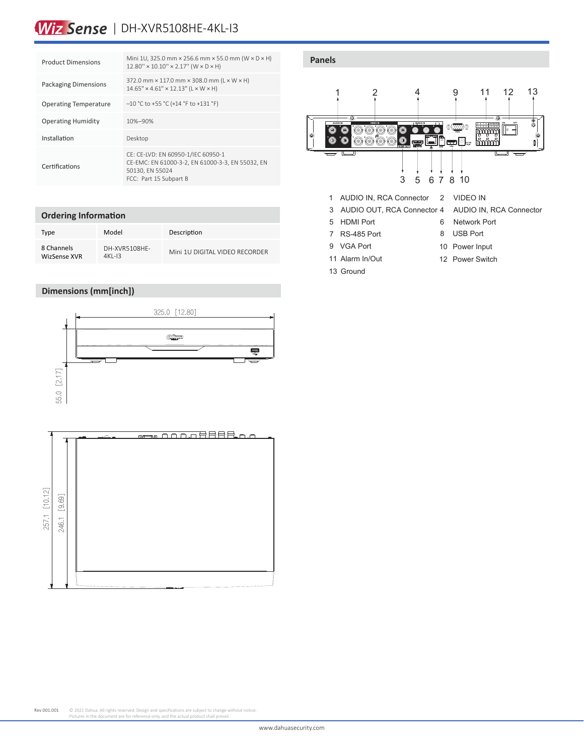| | |
|---|---|
| Product Dimensions | Mini 1U, 325.0 mm × 256.6 mm × 55.0 mm (W × D × H)<br>12.80'' × 10.10'' × 2.17'' (W × D × H) |
| Packaging Dimensions | 372.0 mm × 117.0 mm × 308.0 mm (L × W × H)<br>14.65" × 4.61" × 12.13" (L × W × H) |
| Operating Temperature | –10 °C to +55 °C (+14 °F to +131 °F) |
| Operating Humidity | 10%–90% |
| Installation | Desktop |
| Certifications | CE: CE-LVD: EN 60950-1/IEC 60950-1<br>CE-EMC: EN 61000-3-2, EN 61000-3-3, EN 55032, EN 50130, EN 55024<br>FCC: Part 15 Subpart B |

## Ordering Information

| Type | Model | Description |
|---|---|---|
| 8 Channels WizSense XVR | DH-XVR5108HE-4KL-I3 | Mini 1U DIGITAL VIDEO RECORDER |

## Dimensions (mm[inch])

325.0 [12.80]

55.0 [2.17]

257.1 [10.12]

246.1 [9.69]

## Panels

1 AUDIO IN, RCA Connector
2 VIDEO IN
3 AUDIO OUT, RCA Connector
4 AUDIO IN, RCA Connector
5 HDMI Port
6 Network Port
7 RS-485 Port
8 USB Port
9 VGA Port
10 Power Input
11 Alarm In/Out
12 Power Switch
13 Ground

Rev 001.001 © 2021 Dahua. All rights reserved. Design and specifications are subject to change without notice.
Pictures in the document are for reference only, and the actual product shall prevail.

www.dahuasecurity.com